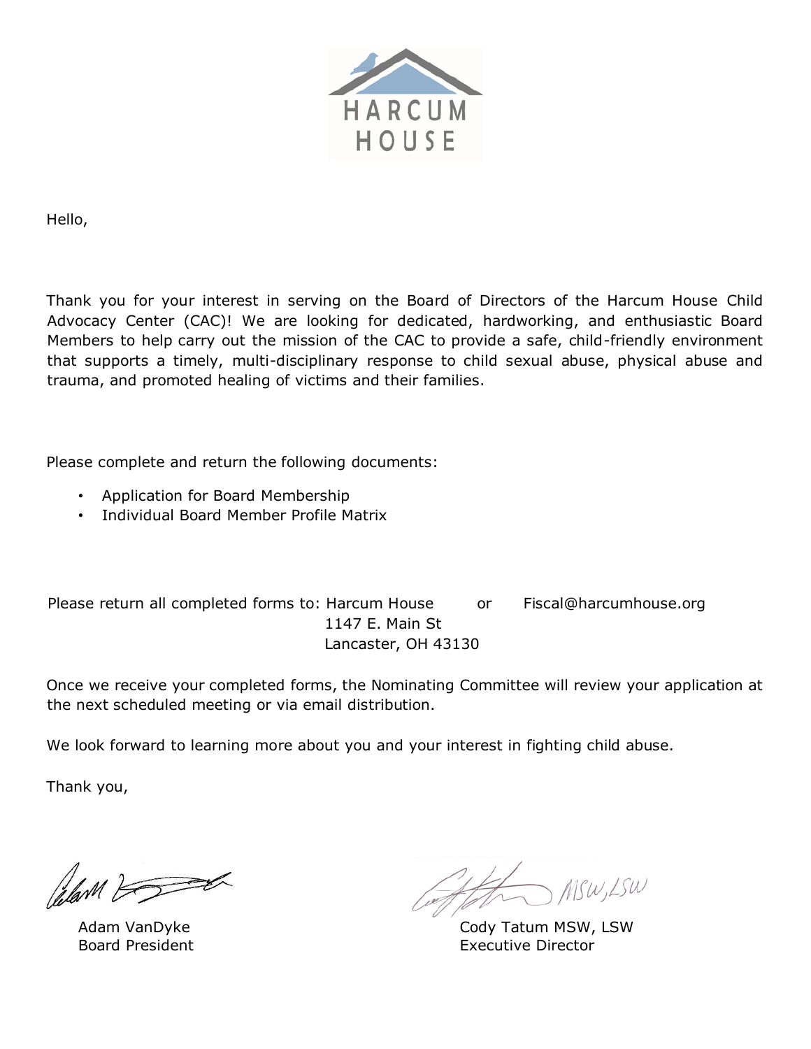HARCUM HOUSE

Hello,

Thank you for your interest in serving on the Board of Directors of the Harcum House Child Advocacy Center (CAC)! We are looking for dedicated, hardworking, and enthusiastic Board Members to help carry out the mission of the CAC to provide a safe, child-friendly environment that supports a timely, multi-disciplinary response to child sexual abuse, physical abuse and trauma, and promoted healing of victims and their families.

Please complete and return the following documents:

- Application for Board Membership
- Individual Board Member Profile Matrix

Please return all completed forms to: Harcum House
1147 E. Main St
Lancaster, OH 43130

or Fiscal@harcumhouse.org

Once we receive your completed forms, the Nominating Committee will review your application at the next scheduled meeting or via email distribution.

We look forward to learning more about you and your interest in fighting child abuse.

Thank you,

Adam VanDyke
Board President

Cody Tatum MSW, LSW
Executive Director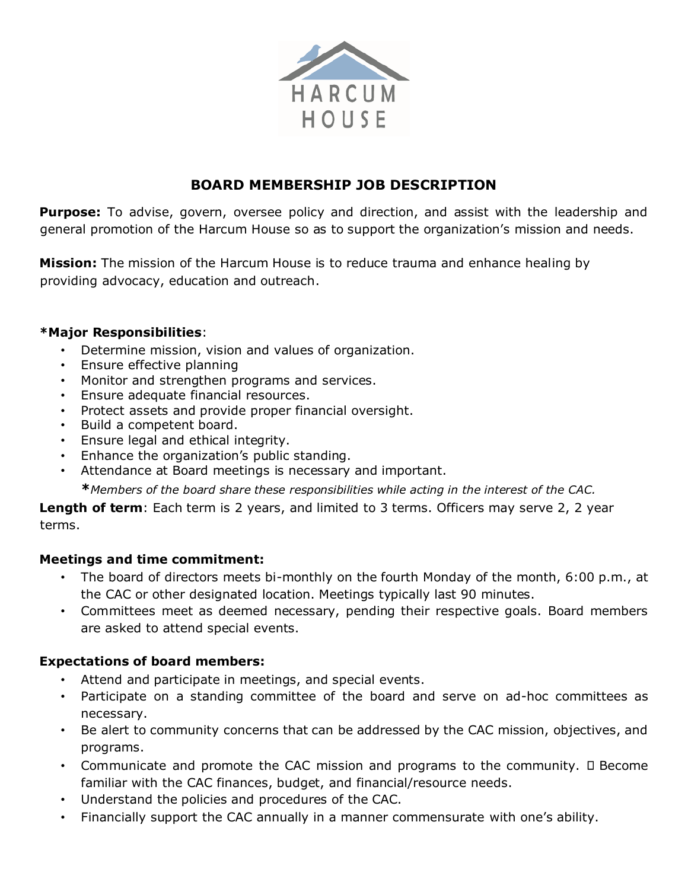HARCUM
HOUSE

# BOARD MEMBERSHIP JOB DESCRIPTION

**Purpose:** To advise, govern, oversee policy and direction, and assist with the leadership and general promotion of the Harcum House so as to support the organization's mission and needs.

**Mission:** The mission of the Harcum House is to reduce trauma and enhance healing by providing advocacy, education and outreach.

**\*Major Responsibilities**:

- Determine mission, vision and values of organization.
- Ensure effective planning
- Monitor and strengthen programs and services.
- Ensure adequate financial resources.
- Protect assets and provide proper financial oversight.
- Build a competent board.
- Ensure legal and ethical integrity.
- Enhance the organization's public standing.
- Attendance at Board meetings is necessary and important.

*\*Members of the board share these responsibilities while acting in the interest of the CAC.*

**Length of term**: Each term is 2 years, and limited to 3 terms. Officers may serve 2, 2 year terms.

**Meetings and time commitment:**

- The board of directors meets bi-monthly on the fourth Monday of the month, 6:00 p.m., at the CAC or other designated location. Meetings typically last 90 minutes.
- Committees meet as deemed necessary, pending their respective goals. Board members are asked to attend special events.

**Expectations of board members:**

- Attend and participate in meetings, and special events.
- Participate on a standing committee of the board and serve on ad-hoc committees as necessary.
- Be alert to community concerns that can be addressed by the CAC mission, objectives, and programs.
- Communicate and promote the CAC mission and programs to the community.  Become familiar with the CAC finances, budget, and financial/resource needs.
- Understand the policies and procedures of the CAC.
- Financially support the CAC annually in a manner commensurate with one's ability.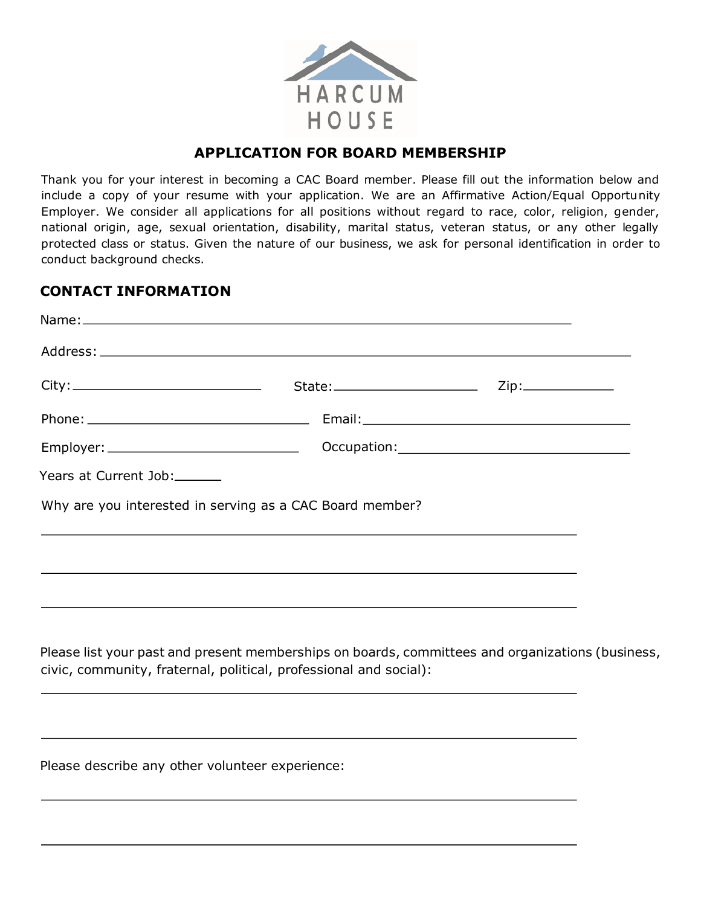HARCUM HOUSE

## APPLICATION FOR BOARD MEMBERSHIP

Thank you for your interest in becoming a CAC Board member. Please fill out the information below and include a copy of your resume with your application. We are an Affirmative Action/Equal Opportunity Employer. We consider all applications for all positions without regard to race, color, religion, gender, national origin, age, sexual orientation, disability, marital status, veteran status, or any other legally protected class or status. Given the nature of our business, we ask for personal identification in order to conduct background checks.

### CONTACT INFORMATION

Name: ______________________________________________

Address: ______________________________________________

City: ____________________ State: ____________________ Zip: ____________

Phone: ____________________ Email: ____________________

Employer: ____________________ Occupation: ____________________

Years at Current Job: ______

Why are you interested in serving as a CAC Board member?

______________________________________________

______________________________________________

______________________________________________

Please list your past and present memberships on boards, committees and organizations (business, civic, community, fraternal, political, professional and social):

______________________________________________

______________________________________________

Please describe any other volunteer experience:

______________________________________________

______________________________________________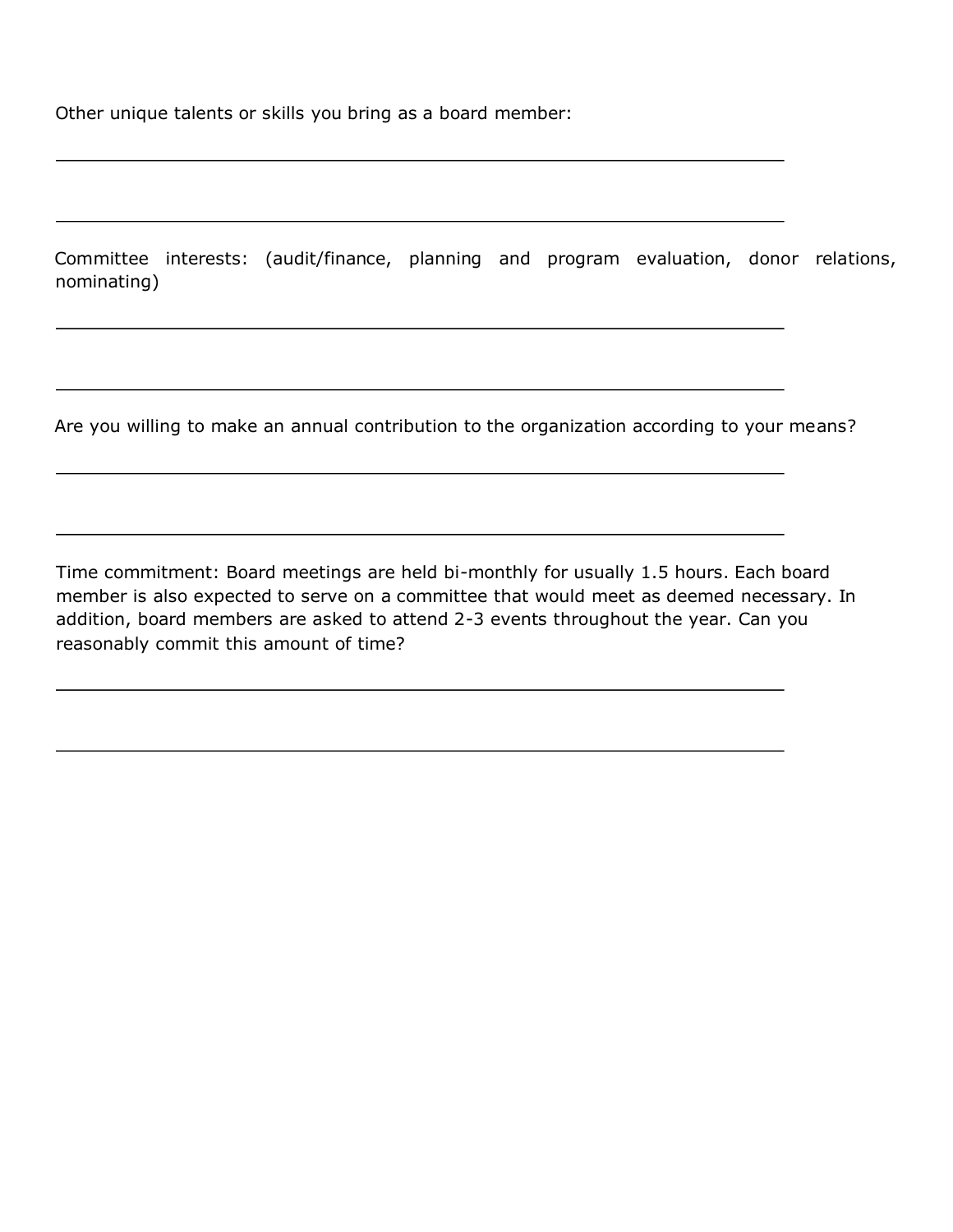Other unique talents or skills you bring as a board member:

\_\_\_\_\_\_\_\_\_\_\_\_\_\_\_\_\_\_\_\_\_\_\_\_\_\_\_\_\_\_\_\_\_\_\_\_\_\_\_\_\_\_\_\_\_\_\_\_\_\_\_\_\_\_\_\_\_\_\_\_\_\_\_\_\_\_\_\_\_\_\_\_

\_\_\_\_\_\_\_\_\_\_\_\_\_\_\_\_\_\_\_\_\_\_\_\_\_\_\_\_\_\_\_\_\_\_\_\_\_\_\_\_\_\_\_\_\_\_\_\_\_\_\_\_\_\_\_\_\_\_\_\_\_\_\_\_\_\_\_\_\_\_\_\_

Committee interests: (audit/finance, planning and program evaluation, donor relations, nominating)

\_\_\_\_\_\_\_\_\_\_\_\_\_\_\_\_\_\_\_\_\_\_\_\_\_\_\_\_\_\_\_\_\_\_\_\_\_\_\_\_\_\_\_\_\_\_\_\_\_\_\_\_\_\_\_\_\_\_\_\_\_\_\_\_\_\_\_\_\_\_\_\_

\_\_\_\_\_\_\_\_\_\_\_\_\_\_\_\_\_\_\_\_\_\_\_\_\_\_\_\_\_\_\_\_\_\_\_\_\_\_\_\_\_\_\_\_\_\_\_\_\_\_\_\_\_\_\_\_\_\_\_\_\_\_\_\_\_\_\_\_\_\_\_\_

Are you willing to make an annual contribution to the organization according to your means?

\_\_\_\_\_\_\_\_\_\_\_\_\_\_\_\_\_\_\_\_\_\_\_\_\_\_\_\_\_\_\_\_\_\_\_\_\_\_\_\_\_\_\_\_\_\_\_\_\_\_\_\_\_\_\_\_\_\_\_\_\_\_\_\_\_\_\_\_\_\_\_\_

\_\_\_\_\_\_\_\_\_\_\_\_\_\_\_\_\_\_\_\_\_\_\_\_\_\_\_\_\_\_\_\_\_\_\_\_\_\_\_\_\_\_\_\_\_\_\_\_\_\_\_\_\_\_\_\_\_\_\_\_\_\_\_\_\_\_\_\_\_\_\_\_

Time commitment: Board meetings are held bi-monthly for usually 1.5 hours. Each board member is also expected to serve on a committee that would meet as deemed necessary. In addition, board members are asked to attend 2-3 events throughout the year. Can you reasonably commit this amount of time?

\_\_\_\_\_\_\_\_\_\_\_\_\_\_\_\_\_\_\_\_\_\_\_\_\_\_\_\_\_\_\_\_\_\_\_\_\_\_\_\_\_\_\_\_\_\_\_\_\_\_\_\_\_\_\_\_\_\_\_\_\_\_\_\_\_\_\_\_\_\_\_\_

\_\_\_\_\_\_\_\_\_\_\_\_\_\_\_\_\_\_\_\_\_\_\_\_\_\_\_\_\_\_\_\_\_\_\_\_\_\_\_\_\_\_\_\_\_\_\_\_\_\_\_\_\_\_\_\_\_\_\_\_\_\_\_\_\_\_\_\_\_\_\_\_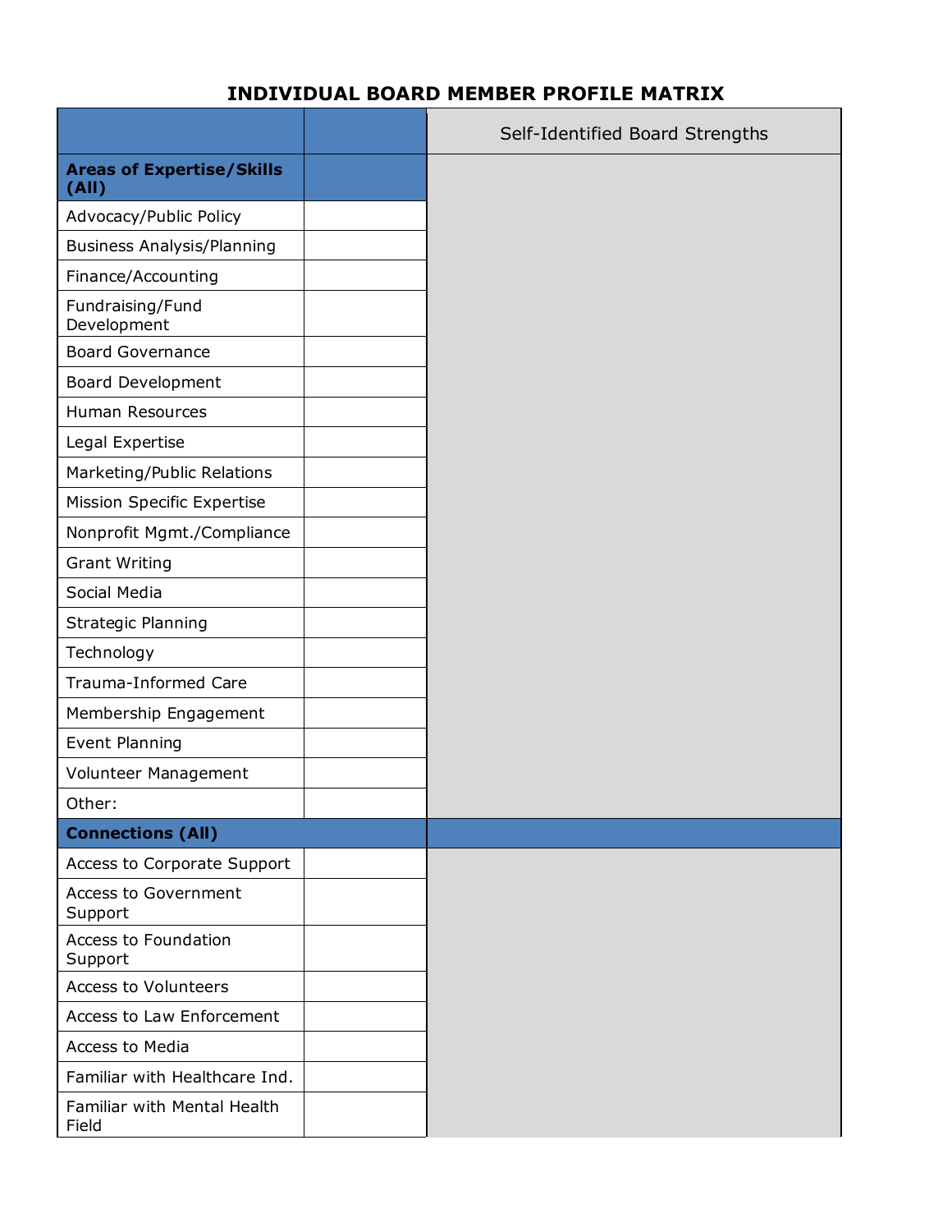## INDIVIDUAL BOARD MEMBER PROFILE MATRIX

| | | Self-Identified Board Strengths |
|---|---|---|
| **Areas of Expertise/Skills (All)** | | |
| Advocacy/Public Policy | | |
| Business Analysis/Planning | | |
| Finance/Accounting | | |
| Fundraising/Fund Development | | |
| Board Governance | | |
| Board Development | | |
| Human Resources | | |
| Legal Expertise | | |
| Marketing/Public Relations | | |
| Mission Specific Expertise | | |
| Nonprofit Mgmt./Compliance | | |
| Grant Writing | | |
| Social Media | | |
| Strategic Planning | | |
| Technology | | |
| Trauma-Informed Care | | |
| Membership Engagement | | |
| Event Planning | | |
| Volunteer Management | | |
| Other: | | |
| **Connections (All)** | | |
| Access to Corporate Support | | |
| Access to Government Support | | |
| Access to Foundation Support | | |
| Access to Volunteers | | |
| Access to Law Enforcement | | |
| Access to Media | | |
| Familiar with Healthcare Ind. | | |
| Familiar with Mental Health Field | | |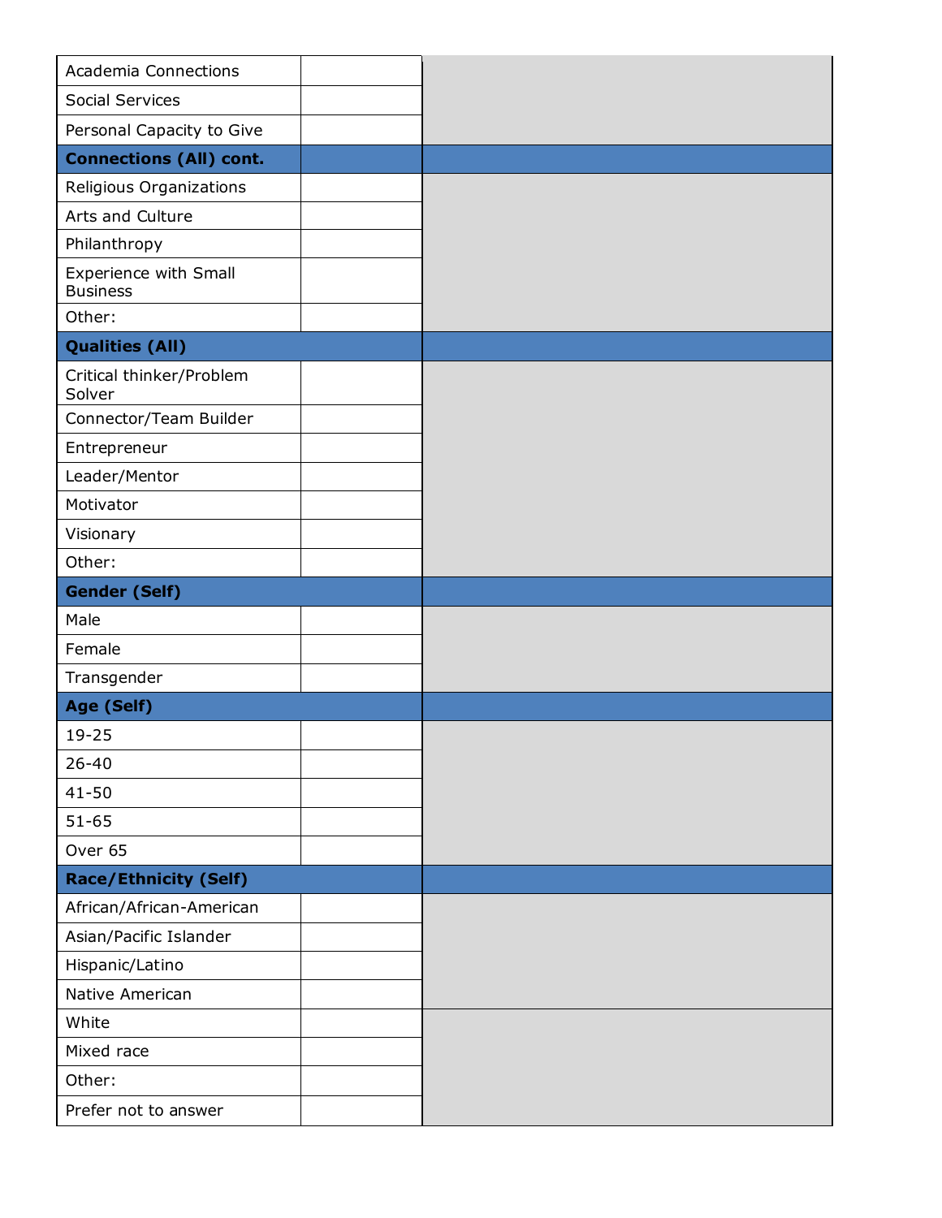| | | |
|---|---|---|
| Academia Connections | | |
| Social Services | | |
| Personal Capacity to Give | | |
| **Connections (All) cont.** | | |
| Religious Organizations | | |
| Arts and Culture | | |
| Philanthropy | | |
| Experience with Small Business | | |
| Other: | | |
| **Qualities (All)** | | |
| Critical thinker/Problem Solver | | |
| Connector/Team Builder | | |
| Entrepreneur | | |
| Leader/Mentor | | |
| Motivator | | |
| Visionary | | |
| Other: | | |
| **Gender (Self)** | | |
| Male | | |
| Female | | |
| Transgender | | |
| **Age (Self)** | | |
| 19-25 | | |
| 26-40 | | |
| 41-50 | | |
| 51-65 | | |
| Over 65 | | |
| **Race/Ethnicity (Self)** | | |
| African/African-American | | |
| Asian/Pacific Islander | | |
| Hispanic/Latino | | |
| Native American | | |
| White | | |
| Mixed race | | |
| Other: | | |
| Prefer not to answer | | |